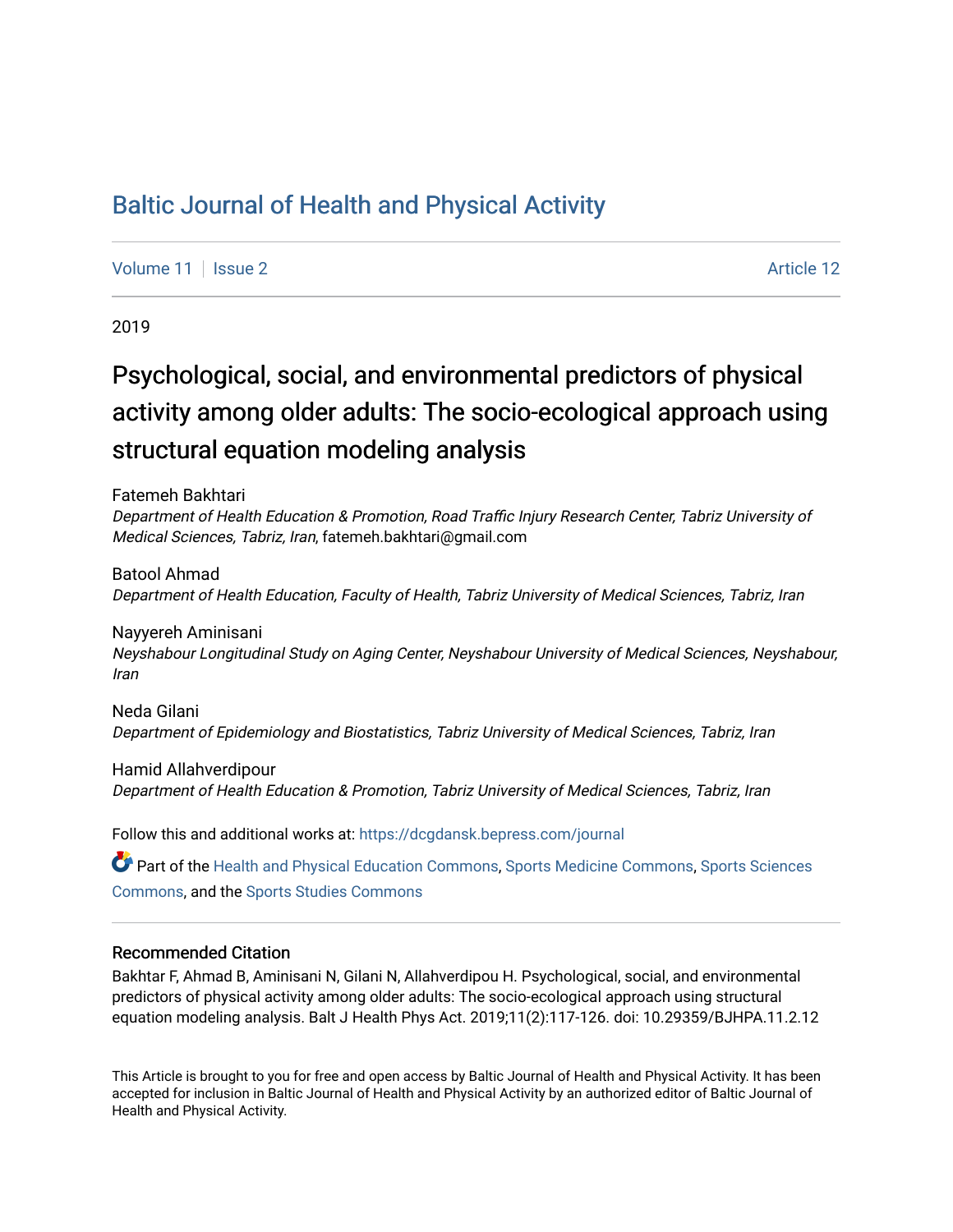# Baltic Journal of Health and Physical Activity

Volume 11 | Issue 2 Article 12

2019

## Psychological, social, and environmental predictors of physical activity among older adults: The socio-ecological approach using structural equation modeling analysis

Fatemeh Bakhtari
*Department of Health Education & Promotion, Road Traffic Injury Research Center, Tabriz University of Medical Sciences, Tabriz, Iran*, fatemeh.bakhtari@gmail.com

Batool Ahmad
*Department of Health Education, Faculty of Health, Tabriz University of Medical Sciences, Tabriz, Iran*

Nayyereh Aminisani
*Neyshabour Longitudinal Study on Aging Center, Neyshabour University of Medical Sciences, Neyshabour, Iran*

Neda Gilani
*Department of Epidemiology and Biostatistics, Tabriz University of Medical Sciences, Tabriz, Iran*

Hamid Allahverdipour
*Department of Health Education & Promotion, Tabriz University of Medical Sciences, Tabriz, Iran*

Follow this and additional works at: https://dcgdansk.bepress.com/journal

Part of the Health and Physical Education Commons, Sports Medicine Commons, Sports Sciences Commons, and the Sports Studies Commons

### Recommended Citation

Bakhtar F, Ahmad B, Aminisani N, Gilani N, Allahverdipou H. Psychological, social, and environmental predictors of physical activity among older adults: The socio-ecological approach using structural equation modeling analysis. Balt J Health Phys Act. 2019;11(2):117-126. doi: 10.29359/BJHPA.11.2.12

This Article is brought to you for free and open access by Baltic Journal of Health and Physical Activity. It has been accepted for inclusion in Baltic Journal of Health and Physical Activity by an authorized editor of Baltic Journal of Health and Physical Activity.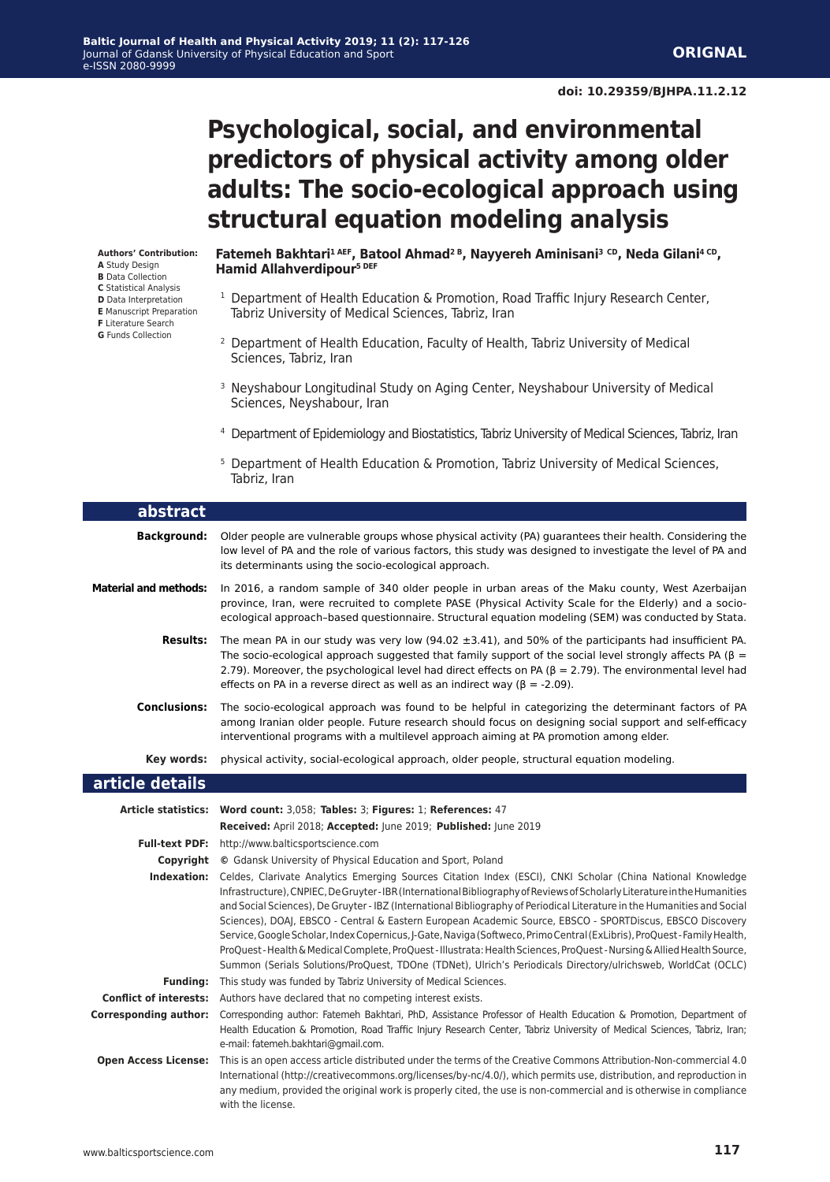**ORIGNAL**

doi: 10.29359/BJHPA.11.2.12

# Psychological, social, and environmental predictors of physical activity among older adults: The socio-ecological approach using structural equation modeling analysis

**Authors' Contribution:**
**A** Study Design
**B** Data Collection
**C** Statistical Analysis
**D** Data Interpretation
**E** Manuscript Preparation
**F** Literature Search
**G** Funds Collection

**Fatemeh Bakhtari[1 AEF], Batool Ahmad[2 B], Nayyereh Aminisani[3 CD], Neda Gilani[4 CD], Hamid Allahverdipour[5 DEF]**

[1] Department of Health Education & Promotion, Road Traffic Injury Research Center, Tabriz University of Medical Sciences, Tabriz, Iran

[2] Department of Health Education, Faculty of Health, Tabriz University of Medical Sciences, Tabriz, Iran

[3] Neyshabour Longitudinal Study on Aging Center, Neyshabour University of Medical Sciences, Neyshabour, Iran

[4] Department of Epidemiology and Biostatistics, Tabriz University of Medical Sciences, Tabriz, Iran

[5] Department of Health Education & Promotion, Tabriz University of Medical Sciences, Tabriz, Iran

## abstract

**Background:** Older people are vulnerable groups whose physical activity (PA) guarantees their health. Considering the low level of PA and the role of various factors, this study was designed to investigate the level of PA and its determinants using the socio-ecological approach.

**Material and methods:** In 2016, a random sample of 340 older people in urban areas of the Maku county, West Azerbaijan province, Iran, were recruited to complete PASE (Physical Activity Scale for the Elderly) and a socio-ecological approach–based questionnaire. Structural equation modeling (SEM) was conducted by Stata.

**Results:** The mean PA in our study was very low (94.02 ±3.41), and 50% of the participants had insufficient PA. The socio-ecological approach suggested that family support of the social level strongly affects PA (β = 2.79). Moreover, the psychological level had direct effects on PA (β = 2.79). The environmental level had effects on PA in a reverse direct as well as an indirect way (β = -2.09).

**Conclusions:** The socio-ecological approach was found to be helpful in categorizing the determinant factors of PA among Iranian older people. Future research should focus on designing social support and self-efficacy interventional programs with a multilevel approach aiming at PA promotion among elder.

**Key words:** physical activity, social-ecological approach, older people, structural equation modeling.

## article details

**Article statistics:** **Word count:** 3,058; **Tables:** 3; **Figures:** 1; **References:** 47
**Received:** April 2018; **Accepted:** June 2019; **Published:** June 2019

**Full-text PDF:** http://www.balticsportscience.com

**Copyright** © Gdansk University of Physical Education and Sport, Poland

**Indexation:** Celdes, Clarivate Analytics Emerging Sources Citation Index (ESCI), CNKI Scholar (China National Knowledge Infrastructure), CNPIEC, De Gruyter - IBR (International Bibliography of Reviews of Scholarly Literature in the Humanities and Social Sciences), De Gruyter - IBZ (International Bibliography of Periodical Literature in the Humanities and Social Sciences), DOAJ, EBSCO - Central & Eastern European Academic Source, EBSCO - SPORTDiscus, EBSCO Discovery Service, Google Scholar, Index Copernicus, J-Gate, Naviga (Softweco, Primo Central (ExLibris), ProQuest - Family Health, ProQuest - Health & Medical Complete, ProQuest - Illustrata: Health Sciences, ProQuest - Nursing & Allied Health Source, Summon (Serials Solutions/ProQuest, TDOne (TDNet), Ulrich's Periodicals Directory/ulrichsweb, WorldCat (OCLC)

**Funding:** This study was funded by Tabriz University of Medical Sciences.

**Conflict of interests:** Authors have declared that no competing interest exists.

**Corresponding author:** Corresponding author: Fatemeh Bakhtari, PhD, Assistance Professor of Health Education & Promotion, Department of Health Education & Promotion, Road Traffic Injury Research Center, Tabriz University of Medical Sciences, Tabriz, Iran; e-mail: fatemeh.bakhtari@gmail.com.

**Open Access License:** This is an open access article distributed under the terms of the Creative Commons Attribution-Non-commercial 4.0 International (http://creativecommons.org/licenses/by-nc/4.0/), which permits use, distribution, and reproduction in any medium, provided the original work is properly cited, the use is non-commercial and is otherwise in compliance with the license.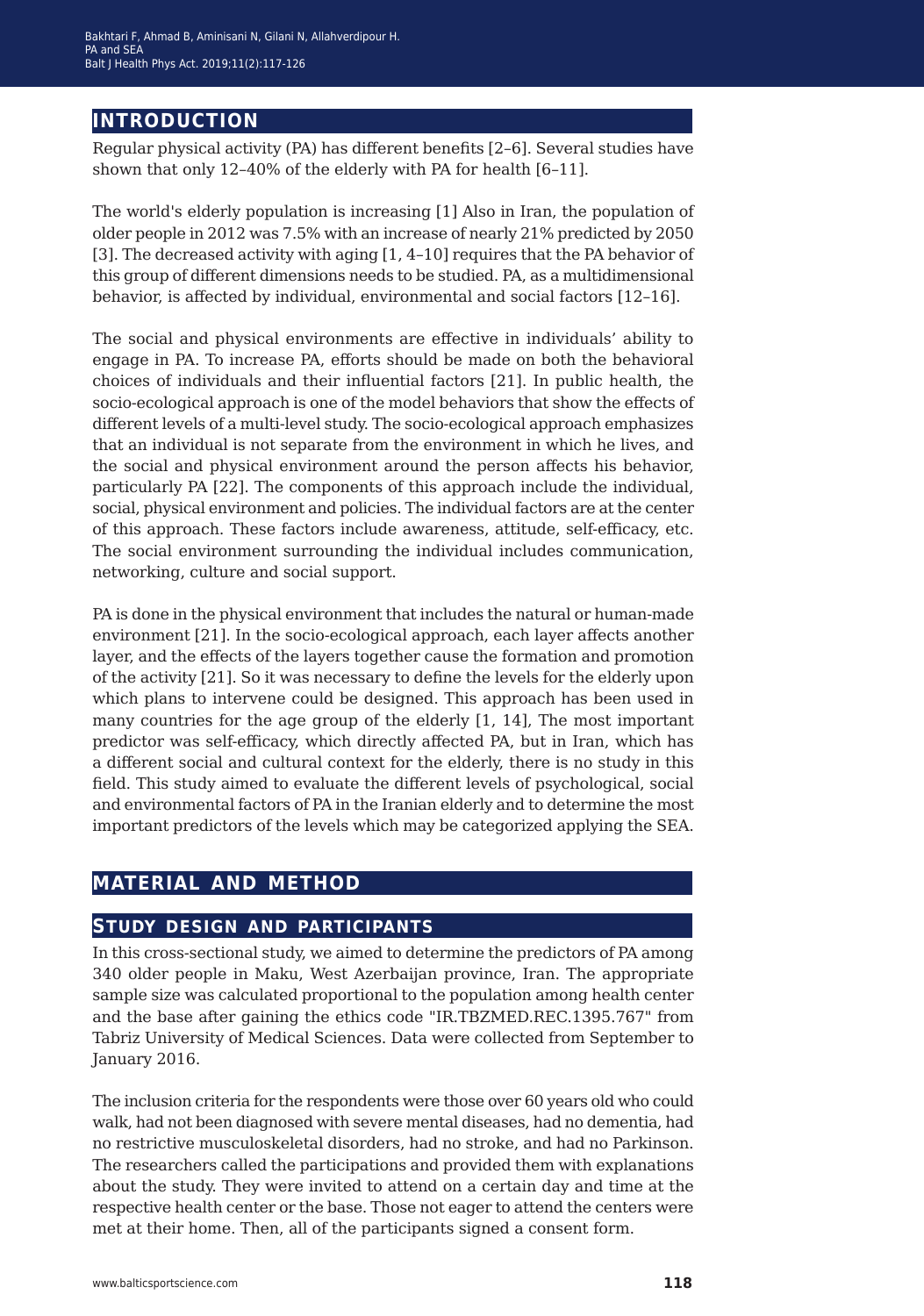## INTRODUCTION

Regular physical activity (PA) has different benefits [2–6]. Several studies have shown that only 12–40% of the elderly with PA for health [6–11].

The world's elderly population is increasing [1] Also in Iran, the population of older people in 2012 was 7.5% with an increase of nearly 21% predicted by 2050 [3]. The decreased activity with aging [1, 4–10] requires that the PA behavior of this group of different dimensions needs to be studied. PA, as a multidimensional behavior, is affected by individual, environmental and social factors [12–16].

The social and physical environments are effective in individuals' ability to engage in PA. To increase PA, efforts should be made on both the behavioral choices of individuals and their influential factors [21]. In public health, the socio-ecological approach is one of the model behaviors that show the effects of different levels of a multi-level study. The socio-ecological approach emphasizes that an individual is not separate from the environment in which he lives, and the social and physical environment around the person affects his behavior, particularly PA [22]. The components of this approach include the individual, social, physical environment and policies. The individual factors are at the center of this approach. These factors include awareness, attitude, self-efficacy, etc. The social environment surrounding the individual includes communication, networking, culture and social support.

PA is done in the physical environment that includes the natural or human-made environment [21]. In the socio-ecological approach, each layer affects another layer, and the effects of the layers together cause the formation and promotion of the activity [21]. So it was necessary to define the levels for the elderly upon which plans to intervene could be designed. This approach has been used in many countries for the age group of the elderly [1, 14], The most important predictor was self-efficacy, which directly affected PA, but in Iran, which has a different social and cultural context for the elderly, there is no study in this field. This study aimed to evaluate the different levels of psychological, social and environmental factors of PA in the Iranian elderly and to determine the most important predictors of the levels which may be categorized applying the SEA.

## MATERIAL AND METHOD

### Study design and participants

In this cross-sectional study, we aimed to determine the predictors of PA among 340 older people in Maku, West Azerbaijan province, Iran. The appropriate sample size was calculated proportional to the population among health center and the base after gaining the ethics code "IR.TBZMED.REC.1395.767" from Tabriz University of Medical Sciences. Data were collected from September to January 2016.

The inclusion criteria for the respondents were those over 60 years old who could walk, had not been diagnosed with severe mental diseases, had no dementia, had no restrictive musculoskeletal disorders, had no stroke, and had no Parkinson. The researchers called the participations and provided them with explanations about the study. They were invited to attend on a certain day and time at the respective health center or the base. Those not eager to attend the centers were met at their home. Then, all of the participants signed a consent form.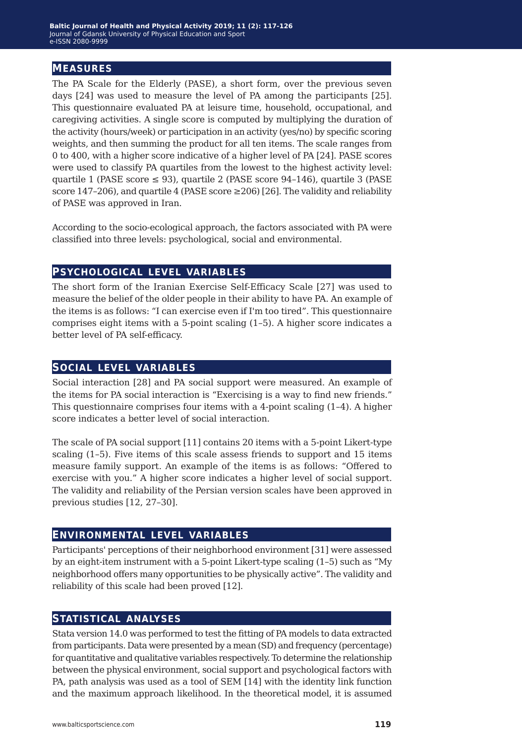## Measures

The PA Scale for the Elderly (PASE), a short form, over the previous seven days [24] was used to measure the level of PA among the participants [25]. This questionnaire evaluated PA at leisure time, household, occupational, and caregiving activities. A single score is computed by multiplying the duration of the activity (hours/week) or participation in an activity (yes/no) by specific scoring weights, and then summing the product for all ten items. The scale ranges from 0 to 400, with a higher score indicative of a higher level of PA [24]. PASE scores were used to classify PA quartiles from the lowest to the highest activity level: quartile 1 (PASE score ≤ 93), quartile 2 (PASE score 94–146), quartile 3 (PASE score 147–206), and quartile 4 (PASE score ≥206) [26]. The validity and reliability of PASE was approved in Iran.

According to the socio-ecological approach, the factors associated with PA were classified into three levels: psychological, social and environmental.

## Psychological level variables

The short form of the Iranian Exercise Self-Efficacy Scale [27] was used to measure the belief of the older people in their ability to have PA. An example of the items is as follows: "I can exercise even if I'm too tired". This questionnaire comprises eight items with a 5-point scaling (1–5). A higher score indicates a better level of PA self-efficacy.

## Social level variables

Social interaction [28] and PA social support were measured. An example of the items for PA social interaction is "Exercising is a way to find new friends." This questionnaire comprises four items with a 4-point scaling (1–4). A higher score indicates a better level of social interaction.

The scale of PA social support [11] contains 20 items with a 5-point Likert-type scaling (1–5). Five items of this scale assess friends to support and 15 items measure family support. An example of the items is as follows: "Offered to exercise with you." A higher score indicates a higher level of social support. The validity and reliability of the Persian version scales have been approved in previous studies [12, 27–30].

## Environmental level variables

Participants' perceptions of their neighborhood environment [31] were assessed by an eight-item instrument with a 5-point Likert-type scaling (1–5) such as "My neighborhood offers many opportunities to be physically active". The validity and reliability of this scale had been proved [12].

## Statistical analyses

Stata version 14.0 was performed to test the fitting of PA models to data extracted from participants. Data were presented by a mean (SD) and frequency (percentage) for quantitative and qualitative variables respectively. To determine the relationship between the physical environment, social support and psychological factors with PA, path analysis was used as a tool of SEM [14] with the identity link function and the maximum approach likelihood. In the theoretical model, it is assumed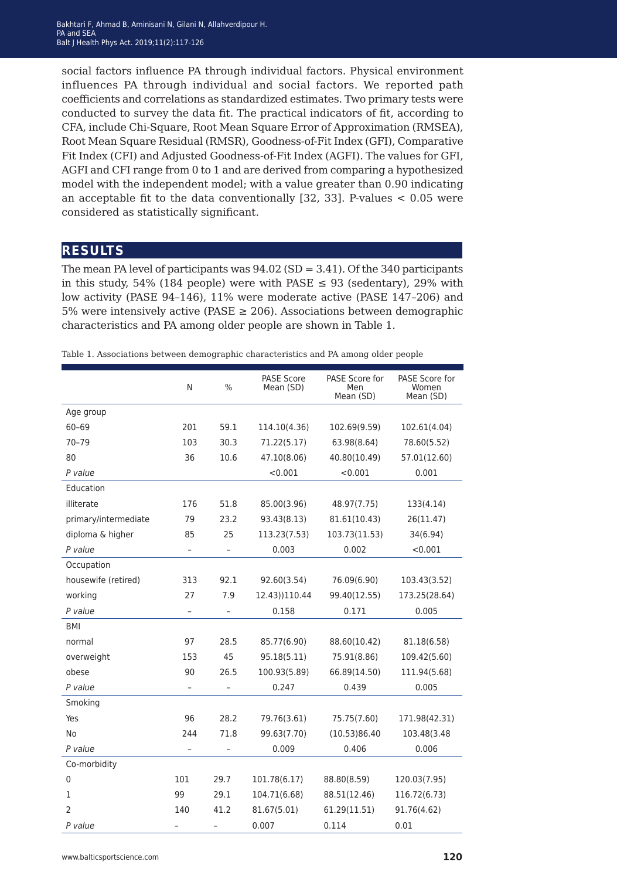social factors influence PA through individual factors. Physical environment influences PA through individual and social factors. We reported path coefficients and correlations as standardized estimates. Two primary tests were conducted to survey the data fit. The practical indicators of fit, according to CFA, include Chi-Square, Root Mean Square Error of Approximation (RMSEA), Root Mean Square Residual (RMSR), Goodness-of-Fit Index (GFI), Comparative Fit Index (CFI) and Adjusted Goodness-of-Fit Index (AGFI). The values for GFI, AGFI and CFI range from 0 to 1 and are derived from comparing a hypothesized model with the independent model; with a value greater than 0.90 indicating an acceptable fit to the data conventionally [32, 33]. P-values < 0.05 were considered as statistically significant.

## RESULTS

The mean PA level of participants was 94.02 (SD = 3.41). Of the 340 participants in this study, 54% (184 people) were with PASE ≤ 93 (sedentary), 29% with low activity (PASE 94–146), 11% were moderate active (PASE 147–206) and 5% were intensively active (PASE ≥ 206). Associations between demographic characteristics and PA among older people are shown in Table 1.

Table 1. Associations between demographic characteristics and PA among older people

| | N | % | PASE Score Mean (SD) | PASE Score for Men Mean (SD) | PASE Score for Women Mean (SD) |
|---|---|---|---|---|---|
| Age group | | | | | |
| 60–69 | 201 | 59.1 | 114.10(4.36) | 102.69(9.59) | 102.61(4.04) |
| 70–79 | 103 | 30.3 | 71.22(5.17) | 63.98(8.64) | 78.60(5.52) |
| 80 | 36 | 10.6 | 47.10(8.06) | 40.80(10.49) | 57.01(12.60) |
| *P value* | | | <0.001 | <0.001 | 0.001 |
| Education | | | | | |
| illiterate | 176 | 51.8 | 85.00(3.96) | 48.97(7.75) | 133(4.14) |
| primary/intermediate | 79 | 23.2 | 93.43(8.13) | 81.61(10.43) | 26(11.47) |
| diploma & higher | 85 | 25 | 113.23(7.53) | 103.73(11.53) | 34(6.94) |
| *P value* | – | – | 0.003 | 0.002 | <0.001 |
| Occupation | | | | | |
| housewife (retired) | 313 | 92.1 | 92.60(3.54) | 76.09(6.90) | 103.43(3.52) |
| working | 27 | 7.9 | 12.43))110.44 | 99.40(12.55) | 173.25(28.64) |
| *P value* | – | – | 0.158 | 0.171 | 0.005 |
| BMI | | | | | |
| normal | 97 | 28.5 | 85.77(6.90) | 88.60(10.42) | 81.18(6.58) |
| overweight | 153 | 45 | 95.18(5.11) | 75.91(8.86) | 109.42(5.60) |
| obese | 90 | 26.5 | 100.93(5.89) | 66.89(14.50) | 111.94(5.68) |
| *P value* | – | – | 0.247 | 0.439 | 0.005 |
| Smoking | | | | | |
| Yes | 96 | 28.2 | 79.76(3.61) | 75.75(7.60) | 171.98(42.31) |
| No | 244 | 71.8 | 99.63(7.70) | (10.53)86.40 | 103.48(3.48 |
| *P value* | – | – | 0.009 | 0.406 | 0.006 |
| Co-morbidity | | | | | |
| 0 | 101 | 29.7 | 101.78(6.17) | 88.80(8.59) | 120.03(7.95) |
| 1 | 99 | 29.1 | 104.71(6.68) | 88.51(12.46) | 116.72(6.73) |
| 2 | 140 | 41.2 | 81.67(5.01) | 61.29(11.51) | 91.76(4.62) |
| *P value* | – | – | 0.007 | 0.114 | 0.01 |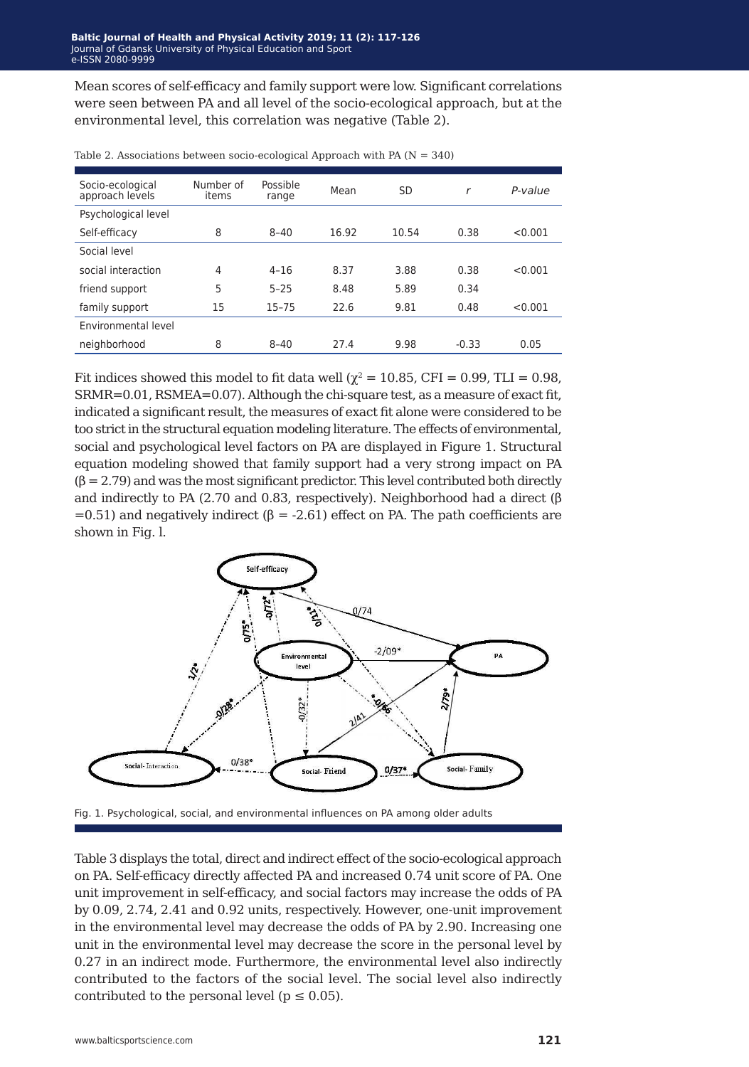Mean scores of self-efficacy and family support were low. Significant correlations were seen between PA and all level of the socio-ecological approach, but at the environmental level, this correlation was negative (Table 2).

Table 2. Associations between socio-ecological Approach with PA (N = 340)

| Socio-ecological approach levels | Number of items | Possible range | Mean | SD | *r* | *P-value* |
|---|---|---|---|---|---|---|
| Psychological level | | | | | | |
| Self-efficacy | 8 | 8–40 | 16.92 | 10.54 | 0.38 | <0.001 |
| Social level | | | | | | |
| social interaction | 4 | 4–16 | 8.37 | 3.88 | 0.38 | <0.001 |
| friend support | 5 | 5–25 | 8.48 | 5.89 | 0.34 | |
| family support | 15 | 15–75 | 22.6 | 9.81 | 0.48 | <0.001 |
| Environmental level | | | | | | |
| neighborhood | 8 | 8–40 | 27.4 | 9.98 | -0.33 | 0.05 |

Fit indices showed this model to fit data well ($\chi^2$ = 10.85, CFI = 0.99, TLI = 0.98, SRMR=0.01, RSMEA=0.07). Although the chi-square test, as a measure of exact fit, indicated a significant result, the measures of exact fit alone were considered to be too strict in the structural equation modeling literature. The effects of environmental, social and psychological level factors on PA are displayed in Figure 1. Structural equation modeling showed that family support had a very strong impact on PA ($\beta$ = 2.79) and was the most significant predictor. This level contributed both directly and indirectly to PA (2.70 and 0.83, respectively). Neighborhood had a direct ($\beta$ =0.51) and negatively indirect ($\beta$ = -2.61) effect on PA. The path coefficients are shown in Fig. l.

Self-efficacy
0/74
PA
Environmental level
-2/09*
0/75*
-0/72*
0/11*
1/2*
-0/28*
-0/32*
2/41
*-0/66
2/79*
Social- Interaction
0/38*
Social- Friend
0/37*
Social- Family

Fig. 1. Psychological, social, and environmental influences on PA among older adults

Table 3 displays the total, direct and indirect effect of the socio-ecological approach on PA. Self-efficacy directly affected PA and increased 0.74 unit score of PA. One unit improvement in self-efficacy, and social factors may increase the odds of PA by 0.09, 2.74, 2.41 and 0.92 units, respectively. However, one-unit improvement in the environmental level may decrease the odds of PA by 2.90. Increasing one unit in the environmental level may decrease the score in the personal level by 0.27 in an indirect mode. Furthermore, the environmental level also indirectly contributed to the factors of the social level. The social level also indirectly contributed to the personal level ($p \leq 0.05$).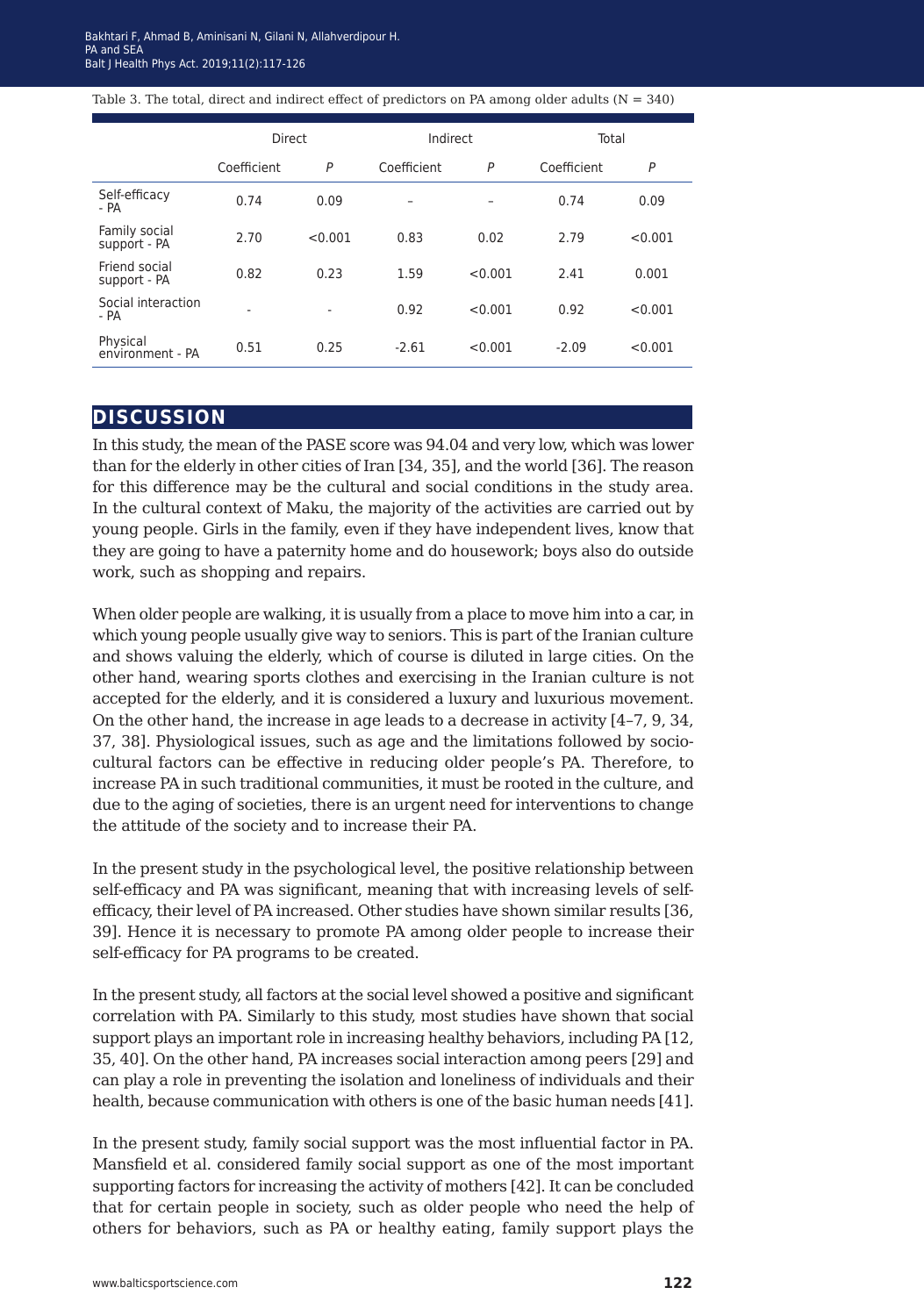Table 3. The total, direct and indirect effect of predictors on PA among older adults (N = 340)

| | Direct | | Indirect | | Total | |
|---|---|---|---|---|---|---|
| | Coefficient | *P* | Coefficient | *P* | Coefficient | *P* |
| Self-efficacy - PA | 0.74 | 0.09 | – | – | 0.74 | 0.09 |
| Family social support - PA | 2.70 | <0.001 | 0.83 | 0.02 | 2.79 | <0.001 |
| Friend social support - PA | 0.82 | 0.23 | 1.59 | <0.001 | 2.41 | 0.001 |
| Social interaction - PA | - | - | 0.92 | <0.001 | 0.92 | <0.001 |
| Physical environment - PA | 0.51 | 0.25 | -2.61 | <0.001 | -2.09 | <0.001 |

## DISCUSSION

In this study, the mean of the PASE score was 94.04 and very low, which was lower than for the elderly in other cities of Iran [34, 35], and the world [36]. The reason for this difference may be the cultural and social conditions in the study area. In the cultural context of Maku, the majority of the activities are carried out by young people. Girls in the family, even if they have independent lives, know that they are going to have a paternity home and do housework; boys also do outside work, such as shopping and repairs.

When older people are walking, it is usually from a place to move him into a car, in which young people usually give way to seniors. This is part of the Iranian culture and shows valuing the elderly, which of course is diluted in large cities. On the other hand, wearing sports clothes and exercising in the Iranian culture is not accepted for the elderly, and it is considered a luxury and luxurious movement. On the other hand, the increase in age leads to a decrease in activity [4–7, 9, 34, 37, 38]. Physiological issues, such as age and the limitations followed by socio-cultural factors can be effective in reducing older people's PA. Therefore, to increase PA in such traditional communities, it must be rooted in the culture, and due to the aging of societies, there is an urgent need for interventions to change the attitude of the society and to increase their PA.

In the present study in the psychological level, the positive relationship between self-efficacy and PA was significant, meaning that with increasing levels of self-efficacy, their level of PA increased. Other studies have shown similar results [36, 39]. Hence it is necessary to promote PA among older people to increase their self-efficacy for PA programs to be created.

In the present study, all factors at the social level showed a positive and significant correlation with PA. Similarly to this study, most studies have shown that social support plays an important role in increasing healthy behaviors, including PA [12, 35, 40]. On the other hand, PA increases social interaction among peers [29] and can play a role in preventing the isolation and loneliness of individuals and their health, because communication with others is one of the basic human needs [41].

In the present study, family social support was the most influential factor in PA. Mansfield et al. considered family social support as one of the most important supporting factors for increasing the activity of mothers [42]. It can be concluded that for certain people in society, such as older people who need the help of others for behaviors, such as PA or healthy eating, family support plays the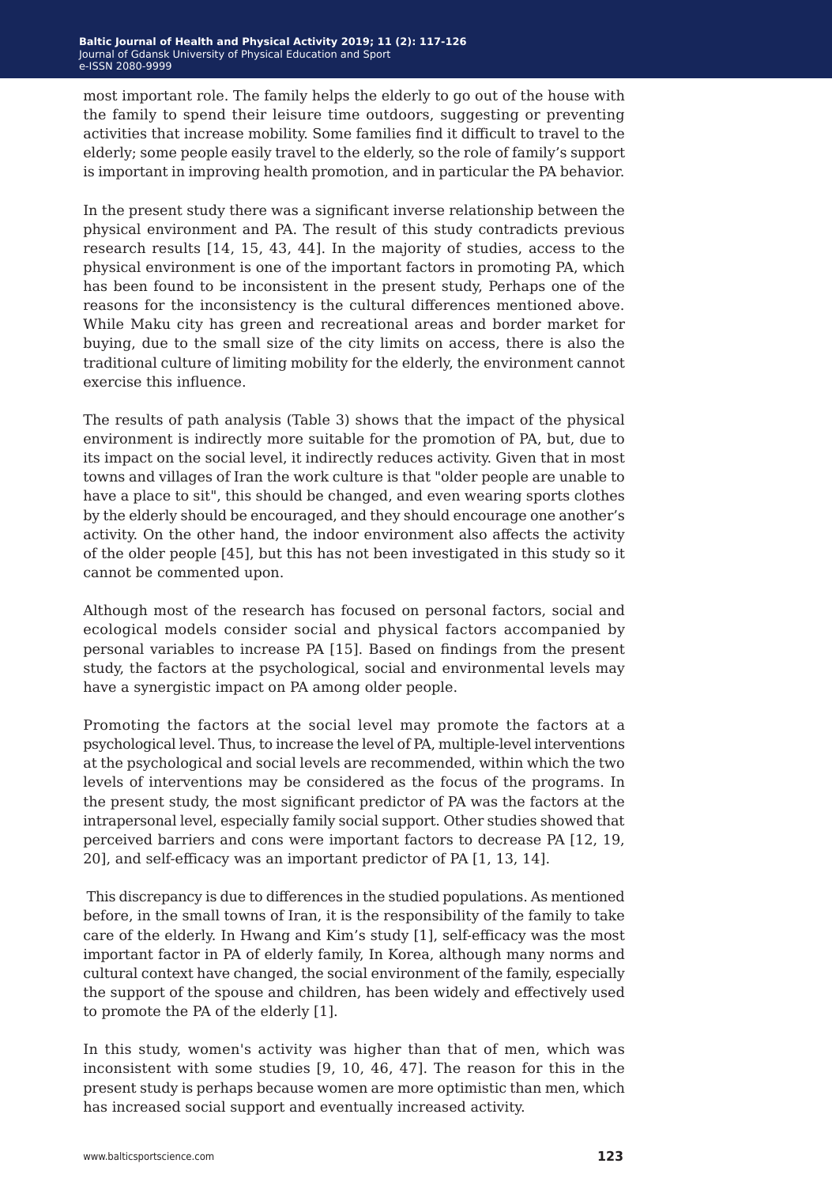most important role. The family helps the elderly to go out of the house with the family to spend their leisure time outdoors, suggesting or preventing activities that increase mobility. Some families find it difficult to travel to the elderly; some people easily travel to the elderly, so the role of family's support is important in improving health promotion, and in particular the PA behavior.

In the present study there was a significant inverse relationship between the physical environment and PA. The result of this study contradicts previous research results [14, 15, 43, 44]. In the majority of studies, access to the physical environment is one of the important factors in promoting PA, which has been found to be inconsistent in the present study, Perhaps one of the reasons for the inconsistency is the cultural differences mentioned above. While Maku city has green and recreational areas and border market for buying, due to the small size of the city limits on access, there is also the traditional culture of limiting mobility for the elderly, the environment cannot exercise this influence.

The results of path analysis (Table 3) shows that the impact of the physical environment is indirectly more suitable for the promotion of PA, but, due to its impact on the social level, it indirectly reduces activity. Given that in most towns and villages of Iran the work culture is that "older people are unable to have a place to sit", this should be changed, and even wearing sports clothes by the elderly should be encouraged, and they should encourage one another's activity. On the other hand, the indoor environment also affects the activity of the older people [45], but this has not been investigated in this study so it cannot be commented upon.

Although most of the research has focused on personal factors, social and ecological models consider social and physical factors accompanied by personal variables to increase PA [15]. Based on findings from the present study, the factors at the psychological, social and environmental levels may have a synergistic impact on PA among older people.

Promoting the factors at the social level may promote the factors at a psychological level. Thus, to increase the level of PA, multiple-level interventions at the psychological and social levels are recommended, within which the two levels of interventions may be considered as the focus of the programs. In the present study, the most significant predictor of PA was the factors at the intrapersonal level, especially family social support. Other studies showed that perceived barriers and cons were important factors to decrease PA [12, 19, 20], and self-efficacy was an important predictor of PA [1, 13, 14].

This discrepancy is due to differences in the studied populations. As mentioned before, in the small towns of Iran, it is the responsibility of the family to take care of the elderly. In Hwang and Kim's study [1], self-efficacy was the most important factor in PA of elderly family, In Korea, although many norms and cultural context have changed, the social environment of the family, especially the support of the spouse and children, has been widely and effectively used to promote the PA of the elderly [1].

In this study, women's activity was higher than that of men, which was inconsistent with some studies [9, 10, 46, 47]. The reason for this in the present study is perhaps because women are more optimistic than men, which has increased social support and eventually increased activity.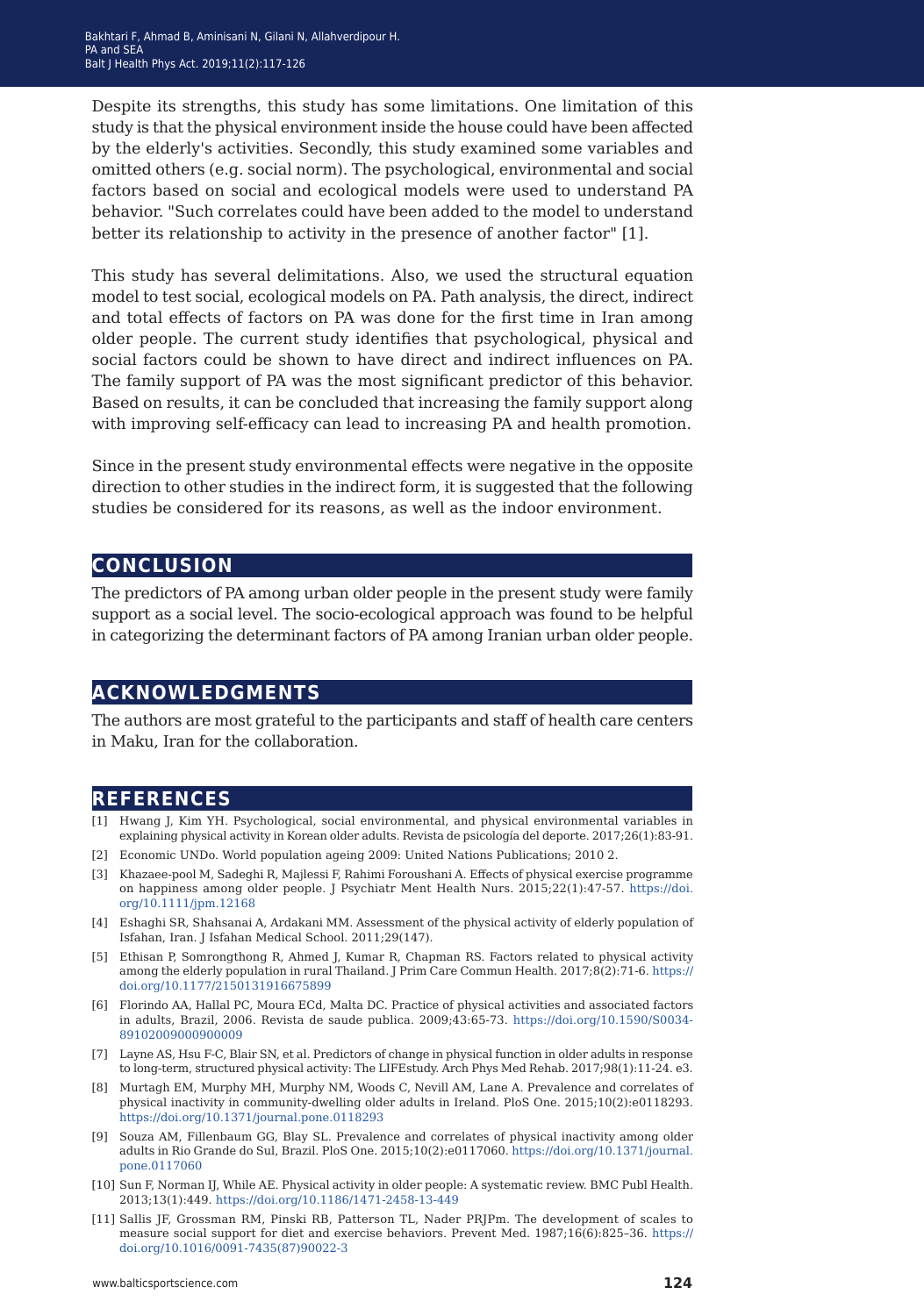Despite its strengths, this study has some limitations. One limitation of this study is that the physical environment inside the house could have been affected by the elderly's activities. Secondly, this study examined some variables and omitted others (e.g. social norm). The psychological, environmental and social factors based on social and ecological models were used to understand PA behavior. "Such correlates could have been added to the model to understand better its relationship to activity in the presence of another factor" [1].

This study has several delimitations. Also, we used the structural equation model to test social, ecological models on PA. Path analysis, the direct, indirect and total effects of factors on PA was done for the first time in Iran among older people. The current study identifies that psychological, physical and social factors could be shown to have direct and indirect influences on PA. The family support of PA was the most significant predictor of this behavior. Based on results, it can be concluded that increasing the family support along with improving self-efficacy can lead to increasing PA and health promotion.

Since in the present study environmental effects were negative in the opposite direction to other studies in the indirect form, it is suggested that the following studies be considered for its reasons, as well as the indoor environment.

## CONCLUSION

The predictors of PA among urban older people in the present study were family support as a social level. The socio-ecological approach was found to be helpful in categorizing the determinant factors of PA among Iranian urban older people.

## ACKNOWLEDGMENTS

The authors are most grateful to the participants and staff of health care centers in Maku, Iran for the collaboration.

## REFERENCES

[1] Hwang J, Kim YH. Psychological, social environmental, and physical environmental variables in explaining physical activity in Korean older adults. Revista de psicología del deporte. 2017;26(1):83-91.

[2] Economic UNDo. World population ageing 2009: United Nations Publications; 2010 2.

[3] Khazaee-pool M, Sadeghi R, Majlessi F, Rahimi Foroushani A. Effects of physical exercise programme on happiness among older people. J Psychiatr Ment Health Nurs. 2015;22(1):47-57. https://doi.org/10.1111/jpm.12168

[4] Eshaghi SR, Shahsanai A, Ardakani MM. Assessment of the physical activity of elderly population of Isfahan, Iran. J Isfahan Medical School. 2011;29(147).

[5] Ethisan P, Somrongthong R, Ahmed J, Kumar R, Chapman RS. Factors related to physical activity among the elderly population in rural Thailand. J Prim Care Commun Health. 2017;8(2):71-6. https://doi.org/10.1177/2150131916675899

[6] Florindo AA, Hallal PC, Moura ECd, Malta DC. Practice of physical activities and associated factors in adults, Brazil, 2006. Revista de saude publica. 2009;43:65-73. https://doi.org/10.1590/S0034-89102009000900009

[7] Layne AS, Hsu F-C, Blair SN, et al. Predictors of change in physical function in older adults in response to long-term, structured physical activity: The LIFEstudy. Arch Phys Med Rehab. 2017;98(1):11-24. e3.

[8] Murtagh EM, Murphy MH, Murphy NM, Woods C, Nevill AM, Lane A. Prevalence and correlates of physical inactivity in community-dwelling older adults in Ireland. PloS One. 2015;10(2):e0118293. https://doi.org/10.1371/journal.pone.0118293

[9] Souza AM, Fillenbaum GG, Blay SL. Prevalence and correlates of physical inactivity among older adults in Rio Grande do Sul, Brazil. PloS One. 2015;10(2):e0117060. https://doi.org/10.1371/journal.pone.0117060

[10] Sun F, Norman IJ, While AE. Physical activity in older people: A systematic review. BMC Publ Health. 2013;13(1):449. https://doi.org/10.1186/1471-2458-13-449

[11] Sallis JF, Grossman RM, Pinski RB, Patterson TL, Nader PRJPm. The development of scales to measure social support for diet and exercise behaviors. Prevent Med. 1987;16(6):825–36. https://doi.org/10.1016/0091-7435(87)90022-3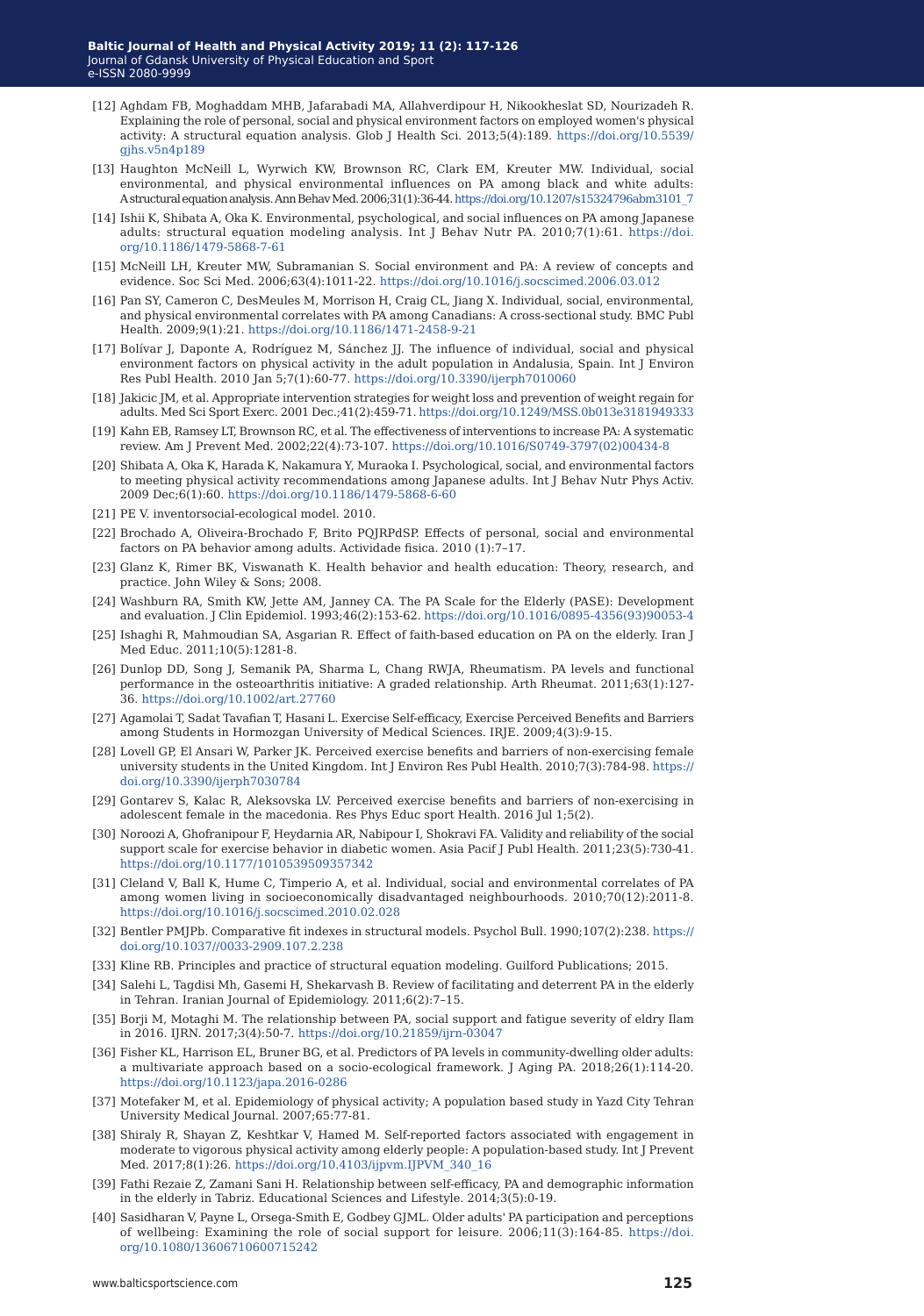[12] Aghdam FB, Moghaddam MHB, Jafarabadi MA, Allahverdipour H, Nikookheslat SD, Nourizadeh R. Explaining the role of personal, social and physical environment factors on employed women's physical activity: A structural equation analysis. Glob J Health Sci. 2013;5(4):189. https://doi.org/10.5539/gjhs.v5n4p189

[13] Haughton McNeill L, Wyrwich KW, Brownson RC, Clark EM, Kreuter MW. Individual, social environmental, and physical environmental influences on PA among black and white adults: A structural equation analysis. Ann Behav Med. 2006;31(1):36-44. https://doi.org/10.1207/s15324796abm3101_7

[14] Ishii K, Shibata A, Oka K. Environmental, psychological, and social influences on PA among Japanese adults: structural equation modeling analysis. Int J Behav Nutr PA. 2010;7(1):61. https://doi.org/10.1186/1479-5868-7-61

[15] McNeill LH, Kreuter MW, Subramanian S. Social environment and PA: A review of concepts and evidence. Soc Sci Med. 2006;63(4):1011-22. https://doi.org/10.1016/j.socscimed.2006.03.012

[16] Pan SY, Cameron C, DesMeules M, Morrison H, Craig CL, Jiang X. Individual, social, environmental, and physical environmental correlates with PA among Canadians: A cross-sectional study. BMC Publ Health. 2009;9(1):21. https://doi.org/10.1186/1471-2458-9-21

[17] Bolívar J, Daponte A, Rodríguez M, Sánchez JJ. The influence of individual, social and physical environment factors on physical activity in the adult population in Andalusia, Spain. Int J Environ Res Publ Health. 2010 Jan 5;7(1):60-77. https://doi.org/10.3390/ijerph7010060

[18] Jakicic JM, et al. Appropriate intervention strategies for weight loss and prevention of weight regain for adults. Med Sci Sport Exerc. 2001 Dec.;41(2):459-71. https://doi.org/10.1249/MSS.0b013e3181949333

[19] Kahn EB, Ramsey LT, Brownson RC, et al. The effectiveness of interventions to increase PA: A systematic review. Am J Prevent Med. 2002;22(4):73-107. https://doi.org/10.1016/S0749-3797(02)00434-8

[20] Shibata A, Oka K, Harada K, Nakamura Y, Muraoka I. Psychological, social, and environmental factors to meeting physical activity recommendations among Japanese adults. Int J Behav Nutr Phys Activ. 2009 Dec;6(1):60. https://doi.org/10.1186/1479-5868-6-60

[21] PE V. inventorsocial-ecological model. 2010.

[22] Brochado A, Oliveira-Brochado F, Brito PQJRPdSP. Effects of personal, social and environmental factors on PA behavior among adults. Actividade fisica. 2010 (1):7–17.

[23] Glanz K, Rimer BK, Viswanath K. Health behavior and health education: Theory, research, and practice. John Wiley & Sons; 2008.

[24] Washburn RA, Smith KW, Jette AM, Janney CA. The PA Scale for the Elderly (PASE): Development and evaluation. J Clin Epidemiol. 1993;46(2):153-62. https://doi.org/10.1016/0895-4356(93)90053-4

[25] Ishaghi R, Mahmoudian SA, Asgarian R. Effect of faith-based education on PA on the elderly. Iran J Med Educ. 2011;10(5):1281-8.

[26] Dunlop DD, Song J, Semanik PA, Sharma L, Chang RWJA, Rheumatism. PA levels and functional performance in the osteoarthritis initiative: A graded relationship. Arth Rheumat. 2011;63(1):127-36. https://doi.org/10.1002/art.27760

[27] Agamolai T, Sadat Tavafian T, Hasani L. Exercise Self-efficacy, Exercise Perceived Benefits and Barriers among Students in Hormozgan University of Medical Sciences. IRJE. 2009;4(3):9-15.

[28] Lovell GP, El Ansari W, Parker JK. Perceived exercise benefits and barriers of non-exercising female university students in the United Kingdom. Int J Environ Res Publ Health. 2010;7(3):784-98. https://doi.org/10.3390/ijerph7030784

[29] Gontarev S, Kalac R, Aleksovska LV. Perceived exercise benefits and barriers of non-exercising in adolescent female in the macedonia. Res Phys Educ sport Health. 2016 Jul 1;5(2).

[30] Noroozi A, Ghofranipour F, Heydarnia AR, Nabipour I, Shokravi FA. Validity and reliability of the social support scale for exercise behavior in diabetic women. Asia Pacif J Publ Health. 2011;23(5):730-41. https://doi.org/10.1177/1010539509357342

[31] Cleland V, Ball K, Hume C, Timperio A, et al. Individual, social and environmental correlates of PA among women living in socioeconomically disadvantaged neighbourhoods. 2010;70(12):2011-8. https://doi.org/10.1016/j.socscimed.2010.02.028

[32] Bentler PMJPb. Comparative fit indexes in structural models. Psychol Bull. 1990;107(2):238. https://doi.org/10.1037//0033-2909.107.2.238

[33] Kline RB. Principles and practice of structural equation modeling. Guilford Publications; 2015.

[34] Salehi L, Tagdisi Mh, Gasemi H, Shekarvash B. Review of facilitating and deterrent PA in the elderly in Tehran. Iranian Journal of Epidemiology. 2011;6(2):7–15.

[35] Borji M, Motaghi M. The relationship between PA, social support and fatigue severity of eldry Ilam in 2016. IJRN. 2017;3(4):50-7. https://doi.org/10.21859/ijrn-03047

[36] Fisher KL, Harrison EL, Bruner BG, et al. Predictors of PA levels in community-dwelling older adults: a multivariate approach based on a socio-ecological framework. J Aging PA. 2018;26(1):114-20. https://doi.org/10.1123/japa.2016-0286

[37] Motefaker M, et al. Epidemiology of physical activity; A population based study in Yazd City Tehran University Medical Journal. 2007;65:77-81.

[38] Shiraly R, Shayan Z, Keshtkar V, Hamed M. Self-reported factors associated with engagement in moderate to vigorous physical activity among elderly people: A population-based study. Int J Prevent Med. 2017;8(1):26. https://doi.org/10.4103/ijpvm.IJPVM_340_16

[39] Fathi Rezaie Z, Zamani Sani H. Relationship between self-efficacy, PA and demographic information in the elderly in Tabriz. Educational Sciences and Lifestyle. 2014;3(5):0-19.

[40] Sasidharan V, Payne L, Orsega-Smith E, Godbey GJML. Older adults' PA participation and perceptions of wellbeing: Examining the role of social support for leisure. 2006;11(3):164-85. https://doi.org/10.1080/13606710600715242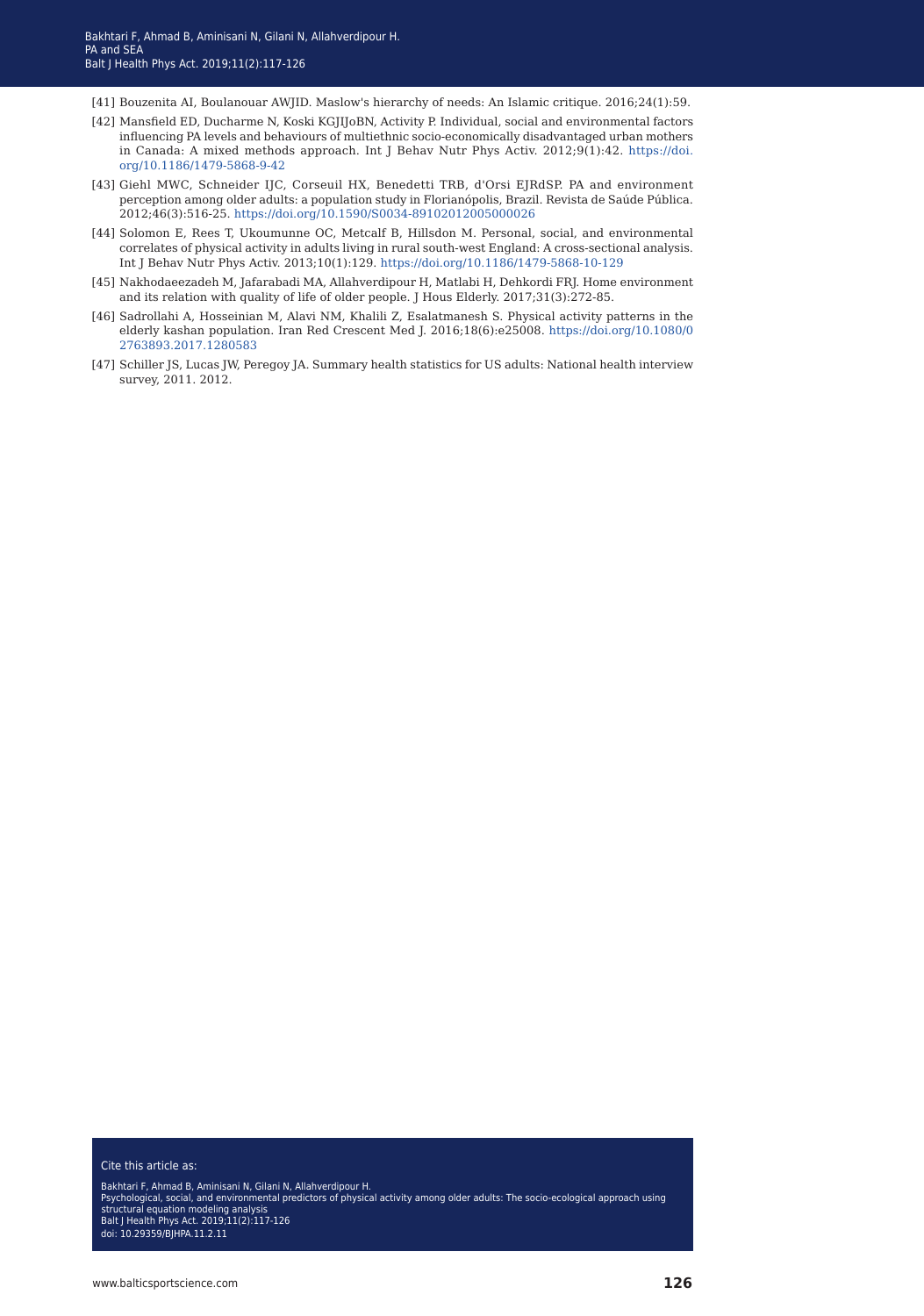[41] Bouzenita AI, Boulanouar AWJID. Maslow's hierarchy of needs: An Islamic critique. 2016;24(1):59.

[42] Mansfield ED, Ducharme N, Koski KGJIJoBN, Activity P. Individual, social and environmental factors influencing PA levels and behaviours of multiethnic socio-economically disadvantaged urban mothers in Canada: A mixed methods approach. Int J Behav Nutr Phys Activ. 2012;9(1):42. https://doi.org/10.1186/1479-5868-9-42

[43] Giehl MWC, Schneider IJC, Corseuil HX, Benedetti TRB, d'Orsi EJRdSP. PA and environment perception among older adults: a population study in Florianópolis, Brazil. Revista de Saúde Pública. 2012;46(3):516-25. https://doi.org/10.1590/S0034-89102012005000026

[44] Solomon E, Rees T, Ukoumunne OC, Metcalf B, Hillsdon M. Personal, social, and environmental correlates of physical activity in adults living in rural south-west England: A cross-sectional analysis. Int J Behav Nutr Phys Activ. 2013;10(1):129. https://doi.org/10.1186/1479-5868-10-129

[45] Nakhodaeezadeh M, Jafarabadi MA, Allahverdipour H, Matlabi H, Dehkordi FRJ. Home environment and its relation with quality of life of older people. J Hous Elderly. 2017;31(3):272-85.

[46] Sadrollahi A, Hosseinian M, Alavi NM, Khalili Z, Esalatmanesh S. Physical activity patterns in the elderly kashan population. Iran Red Crescent Med J. 2016;18(6):e25008. https://doi.org/10.1080/02763893.2017.1280583

[47] Schiller JS, Lucas JW, Peregoy JA. Summary health statistics for US adults: National health interview survey, 2011. 2012.

Cite this article as:

Bakhtari F, Ahmad B, Aminisani N, Gilani N, Allahverdipour H.
Psychological, social, and environmental predictors of physical activity among older adults: The socio-ecological approach using structural equation modeling analysis
Balt J Health Phys Act. 2019;11(2):117-126
doi: 10.29359/BJHPA.11.2.11